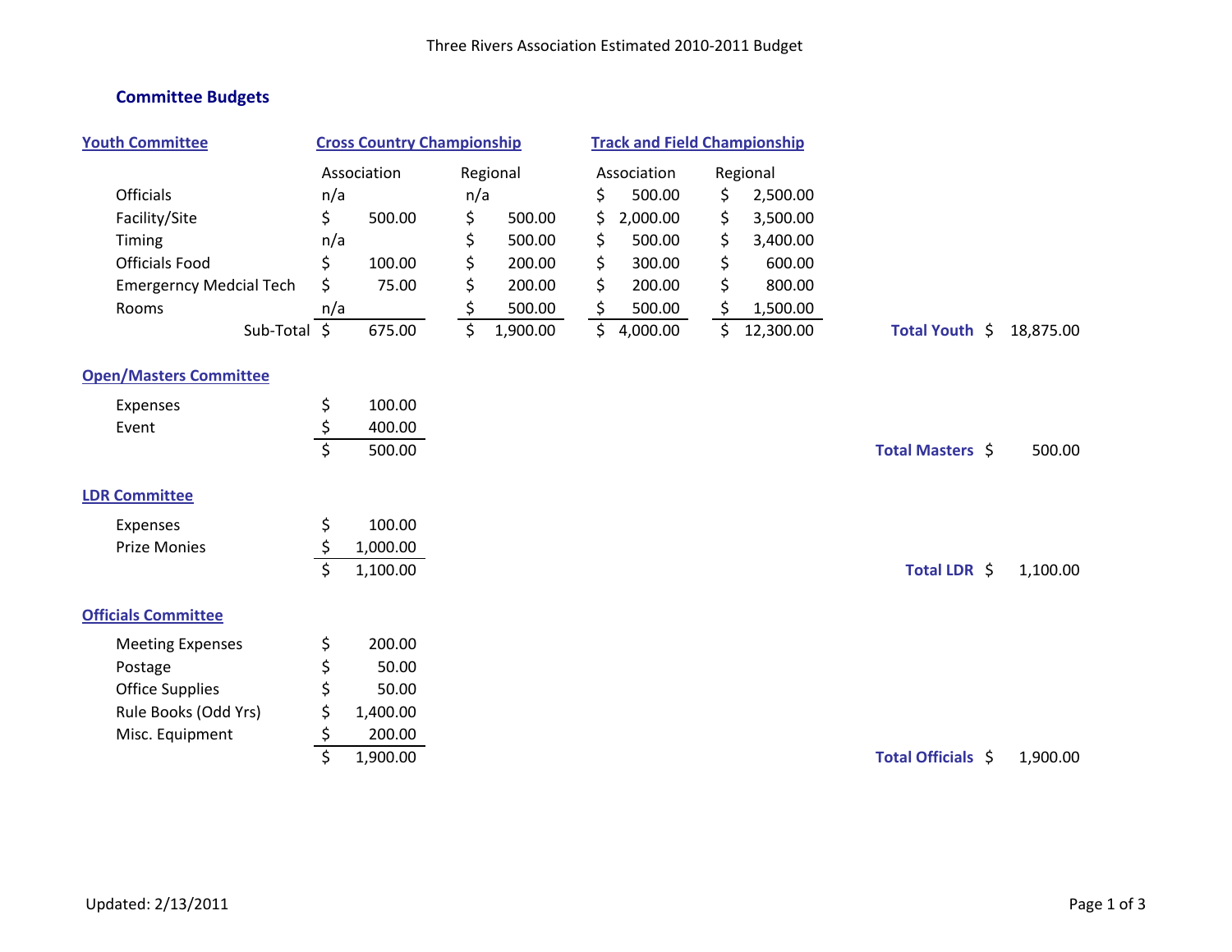Three Rivers Association Estimated 2010-2011 Budget

## Committee Budgets

### Youth Committee

| | Cross Country Championship | | Track and Field Championship | | |
|---|---|---|---|---|---|
| | Association | Regional | Association | Regional | |
| Officials | n/a | n/a | $ 500.00 | $ 2,500.00 | |
| Facility/Site | $ 500.00 | $ 500.00 | $ 2,000.00 | $ 3,500.00 | |
| Timing | n/a | $ 500.00 | $ 500.00 | $ 3,400.00 | |
| Officials Food | $ 100.00 | $ 200.00 | $ 300.00 | $ 600.00 | |
| Emergerncy Medcial Tech | $ 75.00 | $ 200.00 | $ 200.00 | $ 800.00 | |
| Rooms | n/a | $ 500.00 | $ 500.00 | $ 1,500.00 | |
| Sub-Total | $ 675.00 | $ 1,900.00 | $ 4,000.00 | $ 12,300.00 | **Total Youth** $ 18,875.00 |

### Open/Masters Committee

| | | |
|---|---|---|
| Expenses | $ 100.00 | |
| Event | $ 400.00 | |
| | $ 500.00 | **Total Masters** $ 500.00 |

### LDR Committee

| | | |
|---|---|---|
| Expenses | $ 100.00 | |
| Prize Monies | $ 1,000.00 | |
| | $ 1,100.00 | **Total LDR** $ 1,100.00 |

### Officials Committee

| | | |
|---|---|---|
| Meeting Expenses | $ 200.00 | |
| Postage | $ 50.00 | |
| Office Supplies | $ 50.00 | |
| Rule Books (Odd Yrs) | $ 1,400.00 | |
| Misc. Equipment | $ 200.00 | |
| | $ 1,900.00 | **Total Officials** $ 1,900.00 |

Updated: 2/13/2011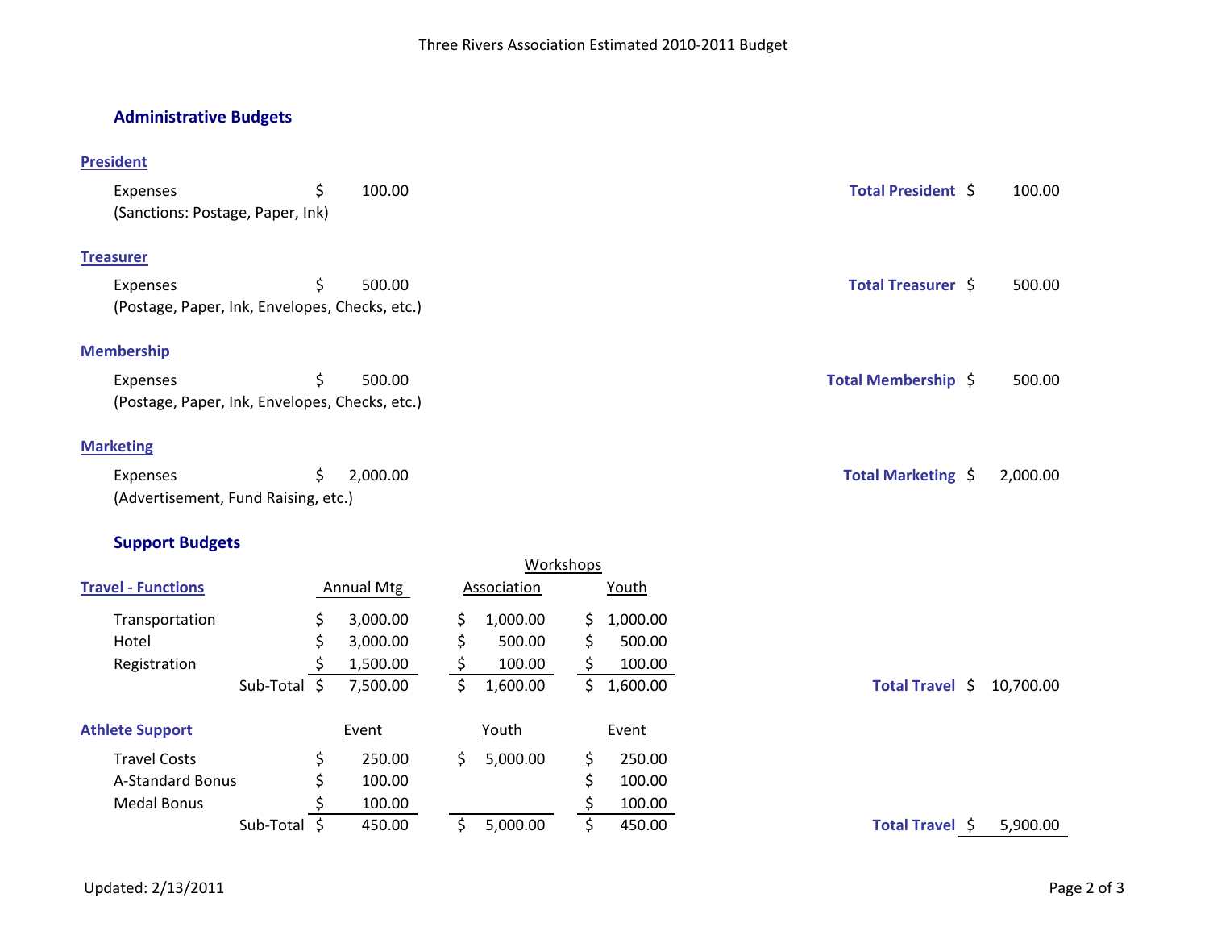Three Rivers Association Estimated 2010-2011 Budget

## Administrative Budgets

### President

| | | |
|---|---|---|
| Expenses | $ 100.00 | **Total President** $ 100.00 |
| (Sanctions: Postage, Paper, Ink) | | |

### Treasurer

| | | |
|---|---|---|
| Expenses | $ 500.00 | **Total Treasurer** $ 500.00 |
| (Postage, Paper, Ink, Envelopes, Checks, etc.) | | |

### Membership

| | | |
|---|---|---|
| Expenses | $ 500.00 | **Total Membership** $ 500.00 |
| (Postage, Paper, Ink, Envelopes, Checks, etc.) | | |

### Marketing

| | | |
|---|---|---|
| Expenses | $ 2,000.00 | **Total Marketing** $ 2,000.00 |
| (Advertisement, Fund Raising, etc.) | | |

## Support Budgets

### Travel - Functions

| | | Workshops | | |
|---|---|---|---|---|
| | Annual Mtg | Association | Youth | |
| Transportation | $ 3,000.00 | $ 1,000.00 | $ 1,000.00 | |
| Hotel | $ 3,000.00 | $ 500.00 | $ 500.00 | |
| Registration | $ 1,500.00 | $ 100.00 | $ 100.00 | |
| Sub-Total | $ 7,500.00 | $ 1,600.00 | $ 1,600.00 | **Total Travel** $ 10,700.00 |

### Athlete Support

| | Event | Youth | Event | |
|---|---|---|---|---|
| Travel Costs | $ 250.00 | $ 5,000.00 | $ 250.00 | |
| A-Standard Bonus | $ 100.00 | | $ 100.00 | |
| Medal Bonus | $ 100.00 | | $ 100.00 | |
| Sub-Total | $ 450.00 | $ 5,000.00 | $ 450.00 | **Total Travel** $ 5,900.00 |

Updated: 2/13/2011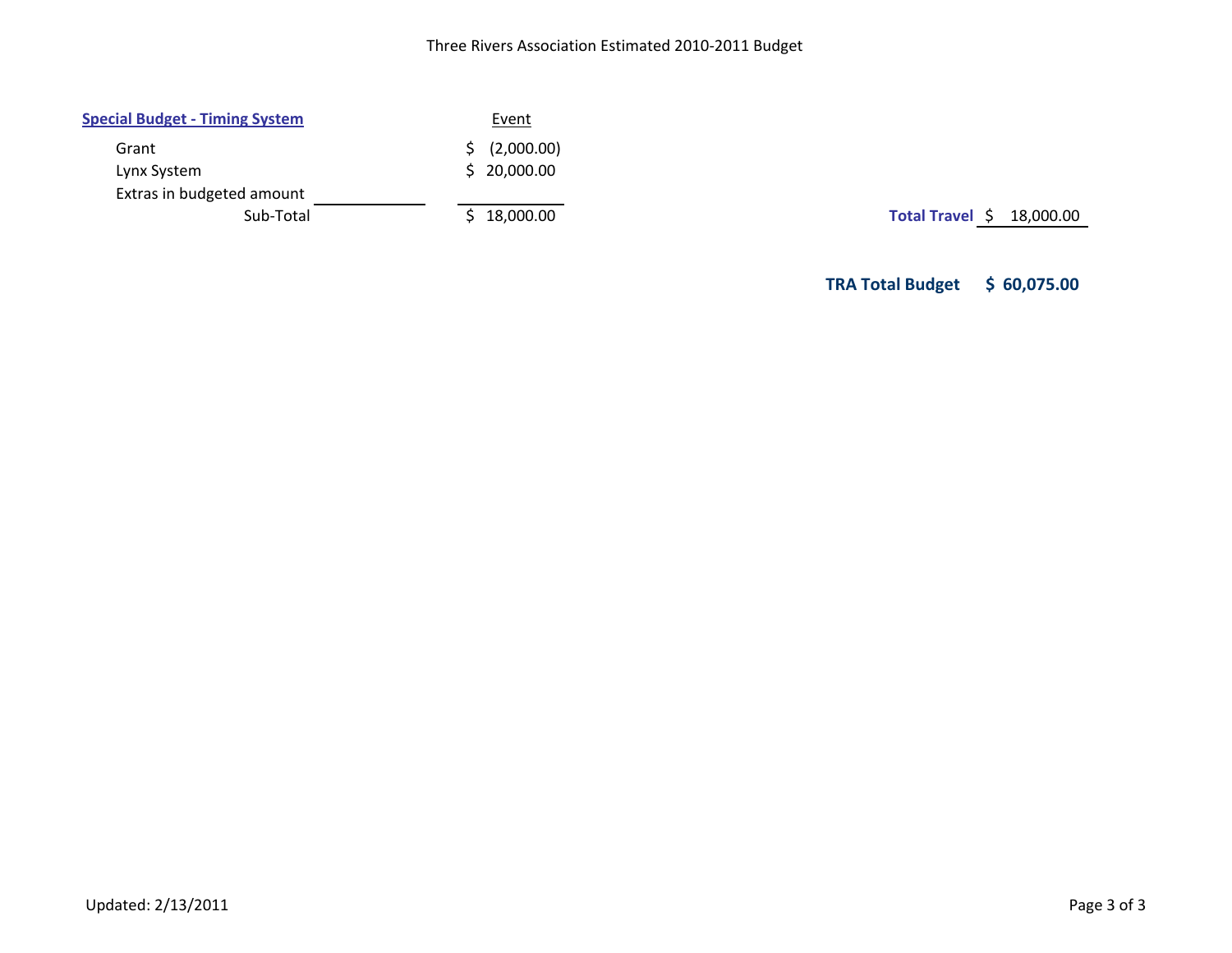Three Rivers Association Estimated 2010-2011 Budget

| Special Budget - Timing System | Event |
| --- | --- |
| Grant | $ (2,000.00) |
| Lynx System | $ 20,000.00 |
| Extras in budgeted amount | |
| Sub-Total | $ 18,000.00 |

**Total Travel** $ 18,000.00

**TRA Total Budget** **$ 60,075.00**

Updated: 2/13/2011